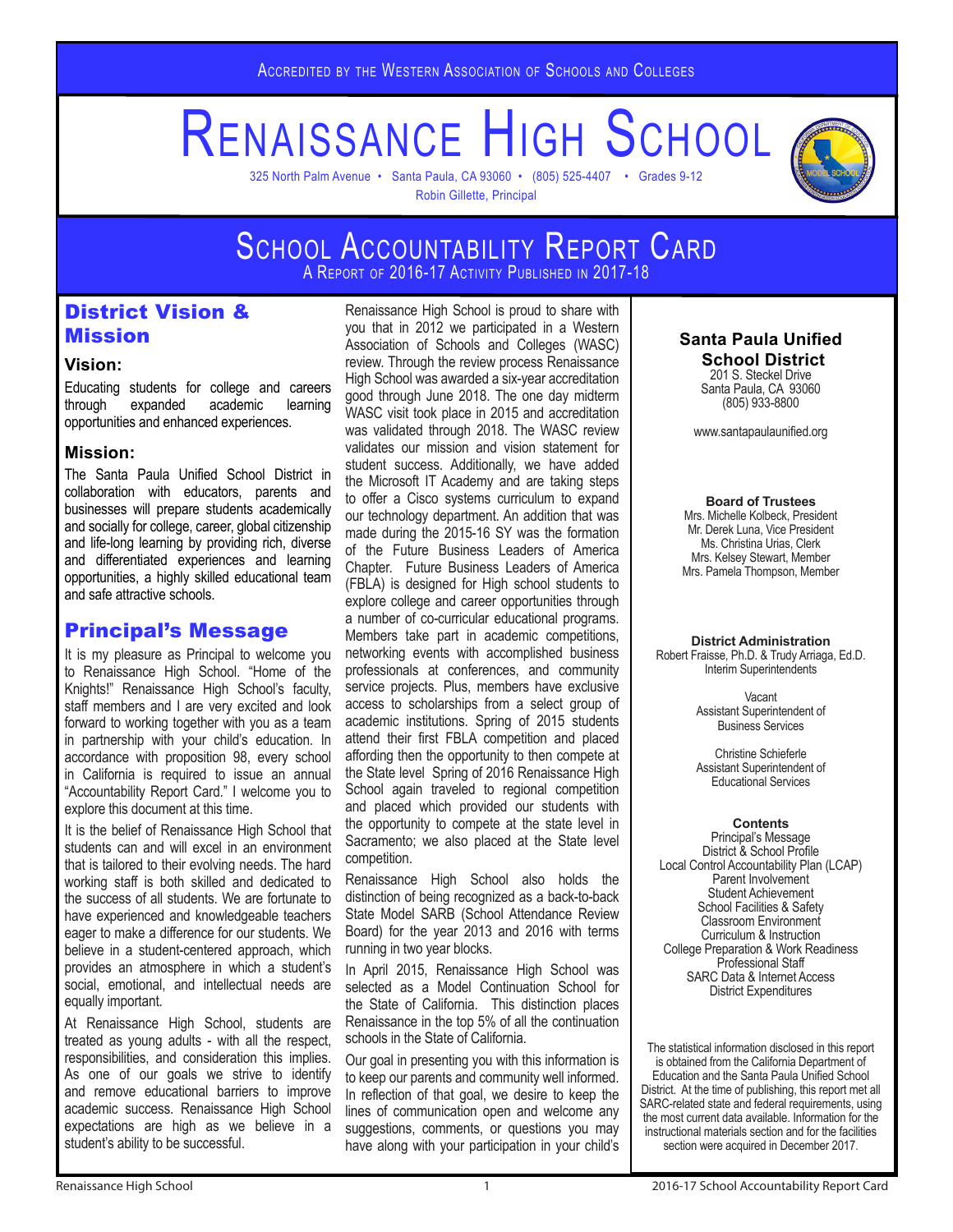Accredited by the Western Association of Schools and Colleges

# Renaissance High School

325 North Palm Avenue • Santa Paula, CA 93060 • (805) 525-4407 • Grades 9-12
Robin Gillette, Principal

# School Accountability Report Card

A Report of 2016-17 Activity Published in 2017-18

## District Vision & Mission

### Vision:

Educating students for college and careers through expanded academic learning opportunities and enhanced experiences.

### Mission:

The Santa Paula Unified School District in collaboration with educators, parents and businesses will prepare students academically and socially for college, career, global citizenship and life-long learning by providing rich, diverse and differentiated experiences and learning opportunities, a highly skilled educational team and safe attractive schools.

## Principal's Message

It is my pleasure as Principal to welcome you to Renaissance High School. "Home of the Knights!" Renaissance High School's faculty, staff members and I are very excited and look forward to working together with you as a team in partnership with your child's education. In accordance with proposition 98, every school in California is required to issue an annual "Accountability Report Card." I welcome you to explore this document at this time.

It is the belief of Renaissance High School that students can and will excel in an environment that is tailored to their evolving needs. The hard working staff is both skilled and dedicated to the success of all students. We are fortunate to have experienced and knowledgeable teachers eager to make a difference for our students. We believe in a student-centered approach, which provides an atmosphere in which a student's social, emotional, and intellectual needs are equally important.

At Renaissance High School, students are treated as young adults - with all the respect, responsibilities, and consideration this implies. As one of our goals we strive to identify and remove educational barriers to improve academic success. Renaissance High School expectations are high as we believe in a student's ability to be successful.

Renaissance High School is proud to share with you that in 2012 we participated in a Western Association of Schools and Colleges (WASC) review. Through the review process Renaissance High School was awarded a six-year accreditation good through June 2018. The one day midterm WASC visit took place in 2015 and accreditation was validated through 2018. The WASC review validates our mission and vision statement for student success. Additionally, we have added the Microsoft IT Academy and are taking steps to offer a Cisco systems curriculum to expand our technology department. An addition that was made during the 2015-16 SY was the formation of the Future Business Leaders of America Chapter. Future Business Leaders of America (FBLA) is designed for High school students to explore college and career opportunities through a number of co-curricular educational programs. Members take part in academic competitions, networking events with accomplished business professionals at conferences, and community service projects. Plus, members have exclusive access to scholarships from a select group of academic institutions. Spring of 2015 students attend their first FBLA competition and placed affording then the opportunity to then compete at the State level Spring of 2016 Renaissance High School again traveled to regional competition and placed which provided our students with the opportunity to compete at the state level in Sacramento; we also placed at the State level competition.

Renaissance High School also holds the distinction of being recognized as a back-to-back State Model SARB (School Attendance Review Board) for the year 2013 and 2016 with terms running in two year blocks.

In April 2015, Renaissance High School was selected as a Model Continuation School for the State of California. This distinction places Renaissance in the top 5% of all the continuation schools in the State of California.

Our goal in presenting you with this information is to keep our parents and community well informed. In reflection of that goal, we desire to keep the lines of communication open and welcome any suggestions, comments, or questions you may have along with your participation in your child's

**Santa Paula Unified School District**
201 S. Steckel Drive
Santa Paula, CA 93060
(805) 933-8800

www.santapaulaunified.org

**Board of Trustees**
Mrs. Michelle Kolbeck, President
Mr. Derek Luna, Vice President
Ms. Christina Urias, Clerk
Mrs. Kelsey Stewart, Member
Mrs. Pamela Thompson, Member

**District Administration**
Robert Fraisse, Ph.D. & Trudy Arriaga, Ed.D.
Interim Superintendents

Vacant
Assistant Superintendent of Business Services

Christine Schieferle
Assistant Superintendent of Educational Services

**Contents**
Principal's Message
District & School Profile
Local Control Accountability Plan (LCAP)
Parent Involvement
Student Achievement
School Facilities & Safety
Classroom Environment
Curriculum & Instruction
College Preparation & Work Readiness
Professional Staff
SARC Data & Internet Access
District Expenditures

The statistical information disclosed in this report is obtained from the California Department of Education and the Santa Paula Unified School District. At the time of publishing, this report met all SARC-related state and federal requirements, using the most current data available. Information for the instructional materials section and for the facilities section were acquired in December 2017.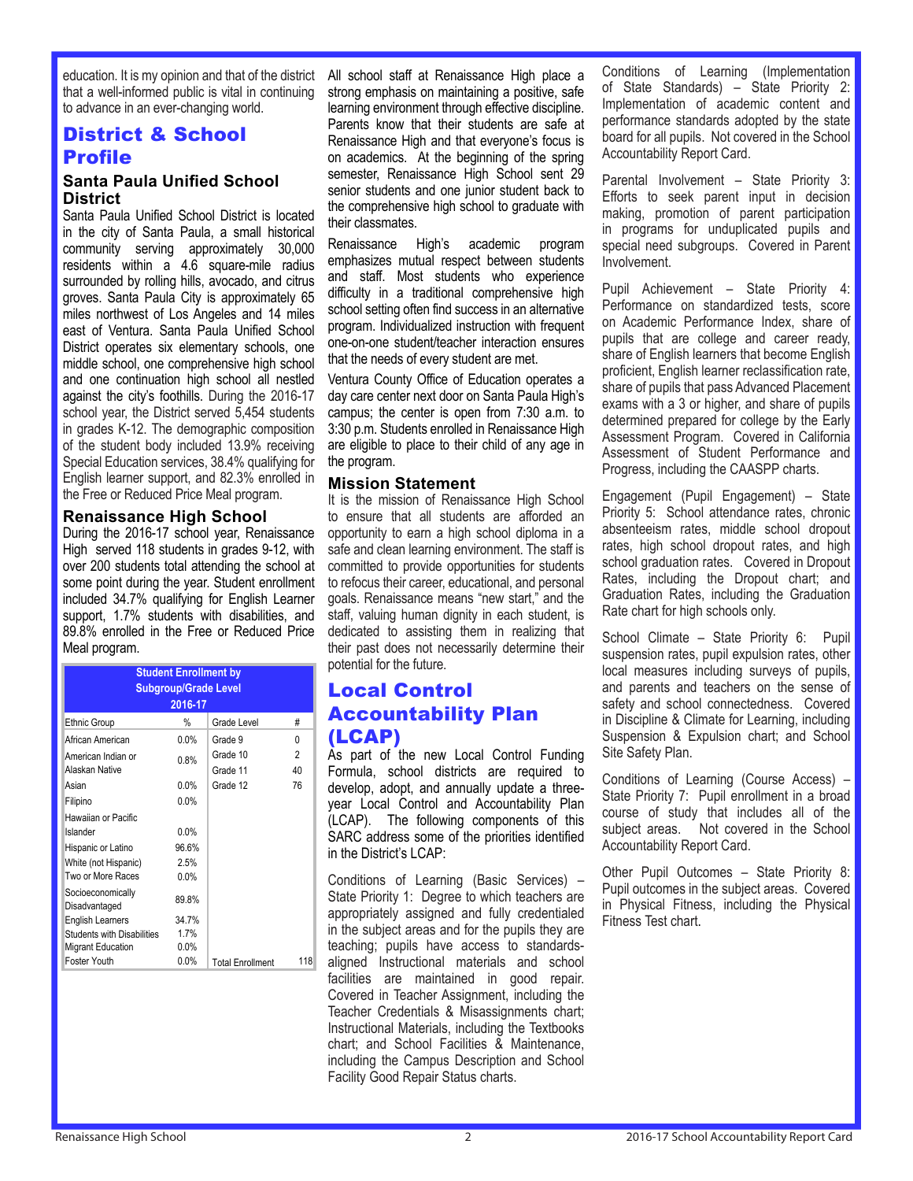education. It is my opinion and that of the district that a well-informed public is vital in continuing to advance in an ever-changing world.

## District & School Profile

### Santa Paula Unified School District

Santa Paula Unified School District is located in the city of Santa Paula, a small historical community serving approximately 30,000 residents within a 4.6 square-mile radius surrounded by rolling hills, avocado, and citrus groves. Santa Paula City is approximately 65 miles northwest of Los Angeles and 14 miles east of Ventura. Santa Paula Unified School District operates six elementary schools, one middle school, one comprehensive high school and one continuation high school all nestled against the city's foothills. During the 2016-17 school year, the District served 5,454 students in grades K-12. The demographic composition of the student body included 13.9% receiving Special Education services, 38.4% qualifying for English learner support, and 82.3% enrolled in the Free or Reduced Price Meal program.

### Renaissance High School

During the 2016-17 school year, Renaissance High served 118 students in grades 9-12, with over 200 students total attending the school at some point during the year. Student enrollment included 34.7% qualifying for English Learner support, 1.7% students with disabilities, and 89.8% enrolled in the Free or Reduced Price Meal program.

| Student Enrollment by Subgroup/Grade Level 2016-17 | | | |
|---|---|---|---|
| Ethnic Group | % | Grade Level | # |
| African American | 0.0% | Grade 9 | 0 |
| American Indian or Alaskan Native | 0.8% | Grade 10 | 2 |
| | | Grade 11 | 40 |
| Asian | 0.0% | Grade 12 | 76 |
| Filipino | 0.0% | | |
| Hawaiian or Pacific Islander | 0.0% | | |
| Hispanic or Latino | 96.6% | | |
| White (not Hispanic) | 2.5% | | |
| Two or More Races | 0.0% | | |
| Socioeconomically Disadvantaged | 89.8% | | |
| English Learners | 34.7% | | |
| Students with Disabilities | 1.7% | | |
| Migrant Education | 0.0% | | |
| Foster Youth | 0.0% | Total Enrollment | 118 |

All school staff at Renaissance High place a strong emphasis on maintaining a positive, safe learning environment through effective discipline. Parents know that their students are safe at Renaissance High and that everyone's focus is on academics. At the beginning of the spring semester, Renaissance High School sent 29 senior students and one junior student back to the comprehensive high school to graduate with their classmates.

Renaissance High's academic program emphasizes mutual respect between students and staff. Most students who experience difficulty in a traditional comprehensive high school setting often find success in an alternative program. Individualized instruction with frequent one-on-one student/teacher interaction ensures that the needs of every student are met.

Ventura County Office of Education operates a day care center next door on Santa Paula High's campus; the center is open from 7:30 a.m. to 3:30 p.m. Students enrolled in Renaissance High are eligible to place to their child of any age in the program.

### Mission Statement

It is the mission of Renaissance High School to ensure that all students are afforded an opportunity to earn a high school diploma in a safe and clean learning environment. The staff is committed to provide opportunities for students to refocus their career, educational, and personal goals. Renaissance means "new start," and the staff, valuing human dignity in each student, is dedicated to assisting them in realizing that their past does not necessarily determine their potential for the future.

## Local Control Accountability Plan (LCAP)

As part of the new Local Control Funding Formula, school districts are required to develop, adopt, and annually update a three-year Local Control and Accountability Plan (LCAP). The following components of this SARC address some of the priorities identified in the District's LCAP:

Conditions of Learning (Basic Services) – State Priority 1: Degree to which teachers are appropriately assigned and fully credentialed in the subject areas and for the pupils they are teaching; pupils have access to standards-aligned Instructional materials and school facilities are maintained in good repair. Covered in Teacher Assignment, including the Teacher Credentials & Misassignments chart; Instructional Materials, including the Textbooks chart; and School Facilities & Maintenance, including the Campus Description and School Facility Good Repair Status charts.

Conditions of Learning (Implementation of State Standards) – State Priority 2: Implementation of academic content and performance standards adopted by the state board for all pupils. Not covered in the School Accountability Report Card.

Parental Involvement – State Priority 3: Efforts to seek parent input in decision making, promotion of parent participation in programs for unduplicated pupils and special need subgroups. Covered in Parent Involvement.

Pupil Achievement – State Priority 4: Performance on standardized tests, score on Academic Performance Index, share of pupils that are college and career ready, share of English learners that become English proficient, English learner reclassification rate, share of pupils that pass Advanced Placement exams with a 3 or higher, and share of pupils determined prepared for college by the Early Assessment Program. Covered in California Assessment of Student Performance and Progress, including the CAASPP charts.

Engagement (Pupil Engagement) – State Priority 5: School attendance rates, chronic absenteeism rates, middle school dropout rates, high school dropout rates, and high school graduation rates. Covered in Dropout Rates, including the Dropout chart; and Graduation Rates, including the Graduation Rate chart for high schools only.

School Climate – State Priority 6: Pupil suspension rates, pupil expulsion rates, other local measures including surveys of pupils, and parents and teachers on the sense of safety and school connectedness. Covered in Discipline & Climate for Learning, including Suspension & Expulsion chart; and School Site Safety Plan.

Conditions of Learning (Course Access) – State Priority 7: Pupil enrollment in a broad course of study that includes all of the subject areas. Not covered in the School Accountability Report Card.

Other Pupil Outcomes – State Priority 8: Pupil outcomes in the subject areas. Covered in Physical Fitness, including the Physical Fitness Test chart.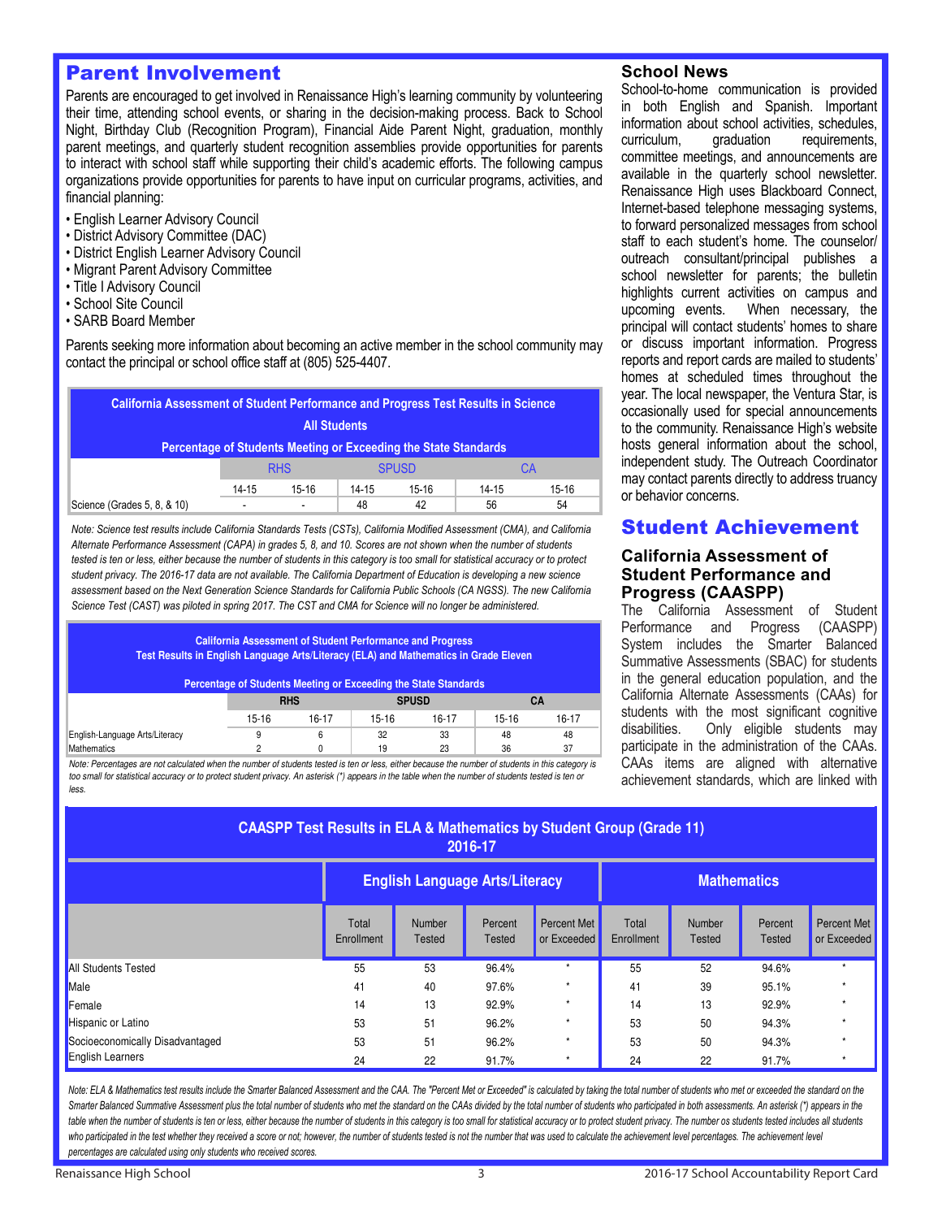## Parent Involvement

Parents are encouraged to get involved in Renaissance High's learning community by volunteering their time, attending school events, or sharing in the decision-making process. Back to School Night, Birthday Club (Recognition Program), Financial Aide Parent Night, graduation, monthly parent meetings, and quarterly student recognition assemblies provide opportunities for parents to interact with school staff while supporting their child's academic efforts. The following campus organizations provide opportunities for parents to have input on curricular programs, activities, and financial planning:

- English Learner Advisory Council
- District Advisory Committee (DAC)
- District English Learner Advisory Council
- Migrant Parent Advisory Committee
- Title I Advisory Council
- School Site Council
- SARB Board Member

Parents seeking more information about becoming an active member in the school community may contact the principal or school office staff at (805) 525-4407.

| California Assessment of Student Performance and Progress Test Results in Science – All Students – Percentage of Students Meeting or Exceeding the State Standards | RHS | | SPUSD | | CA | |
|---|---|---|---|---|---|---|
| | 14-15 | 15-16 | 14-15 | 15-16 | 14-15 | 15-16 |
| Science (Grades 5, 8, & 10) | - | - | 48 | 42 | 56 | 54 |

*Note: Science test results include California Standards Tests (CSTs), California Modified Assessment (CMA), and California Alternate Performance Assessment (CAPA) in grades 5, 8, and 10. Scores are not shown when the number of students tested is ten or less, either because the number of students in this category is too small for statistical accuracy or to protect student privacy. The 2016-17 data are not available. The California Department of Education is developing a new science assessment based on the Next Generation Science Standards for California Public Schools (CA NGSS). The new California Science Test (CAST) was piloted in spring 2017. The CST and CMA for Science will no longer be administered.*

| California Assessment of Student Performance and Progress Test Results in English Language Arts/Literacy (ELA) and Mathematics in Grade Eleven – Percentage of Students Meeting or Exceeding the State Standards | RHS | | SPUSD | | CA | |
|---|---|---|---|---|---|---|
| | 15-16 | 16-17 | 15-16 | 16-17 | 15-16 | 16-17 |
| English-Language Arts/Literacy | 9 | 6 | 32 | 33 | 48 | 48 |
| Mathematics | 2 | 0 | 19 | 23 | 36 | 37 |

*Note: Percentages are not calculated when the number of students tested is ten or less, either because the number of students in this category is too small for statistical accuracy or to protect student privacy. An asterisk (\*) appears in the table when the number of students tested is ten or less.*

## School News

School-to-home communication is provided in both English and Spanish. Important information about school activities, schedules, curriculum, graduation requirements, committee meetings, and announcements are available in the quarterly school newsletter. Renaissance High uses Blackboard Connect, Internet-based telephone messaging systems, to forward personalized messages from school staff to each student's home. The counselor/outreach consultant/principal publishes a school newsletter for parents; the bulletin highlights current activities on campus and upcoming events. When necessary, the principal will contact students' homes to share or discuss important information. Progress reports and report cards are mailed to students' homes at scheduled times throughout the year. The local newspaper, the Ventura Star, is occasionally used for special announcements to the community. Renaissance High's website hosts general information about the school, independent study. The Outreach Coordinator may contact parents directly to address truancy or behavior concerns.

## Student Achievement

### California Assessment of Student Performance and Progress (CAASPP)

The California Assessment of Student Performance and Progress (CAASPP) System includes the Smarter Balanced Summative Assessments (SBAC) for students in the general education population, and the California Alternate Assessments (CAAs) for students with the most significant cognitive disabilities. Only eligible students may participate in the administration of the CAAs. CAAs items are aligned with alternative achievement standards, which are linked with

| CAASPP Test Results in ELA & Mathematics by Student Group (Grade 11) 2016-17 | English Language Arts/Literacy | | | | Mathematics | | | |
|---|---|---|---|---|---|---|---|---|
| | Total Enrollment | Number Tested | Percent Tested | Percent Met or Exceeded | Total Enrollment | Number Tested | Percent Tested | Percent Met or Exceeded |
| All Students Tested | 55 | 53 | 96.4% | * | 55 | 52 | 94.6% | * |
| Male | 41 | 40 | 97.6% | * | 41 | 39 | 95.1% | * |
| Female | 14 | 13 | 92.9% | * | 14 | 13 | 92.9% | * |
| Hispanic or Latino | 53 | 51 | 96.2% | * | 53 | 50 | 94.3% | * |
| Socioeconomically Disadvantaged | 53 | 51 | 96.2% | * | 53 | 50 | 94.3% | * |
| English Learners | 24 | 22 | 91.7% | * | 24 | 22 | 91.7% | * |

*Note: ELA & Mathematics test results include the Smarter Balanced Assessment and the CAA. The "Percent Met or Exceeded" is calculated by taking the total number of students who met or exceeded the standard on the Smarter Balanced Summative Assessment plus the total number of students who met the standard on the CAAs divided by the total number of students who participated in both assessments. An asterisk (\*) appears in the table when the number of students is ten or less, either because the number of students in this category is too small for statistical accuracy or to protect student privacy. The number os students tested includes all students who participated in the test whether they received a score or not; however, the number of students tested is not the number that was used to calculate the achievement level percentages. The achievement level percentages are calculated using only students who received scores.*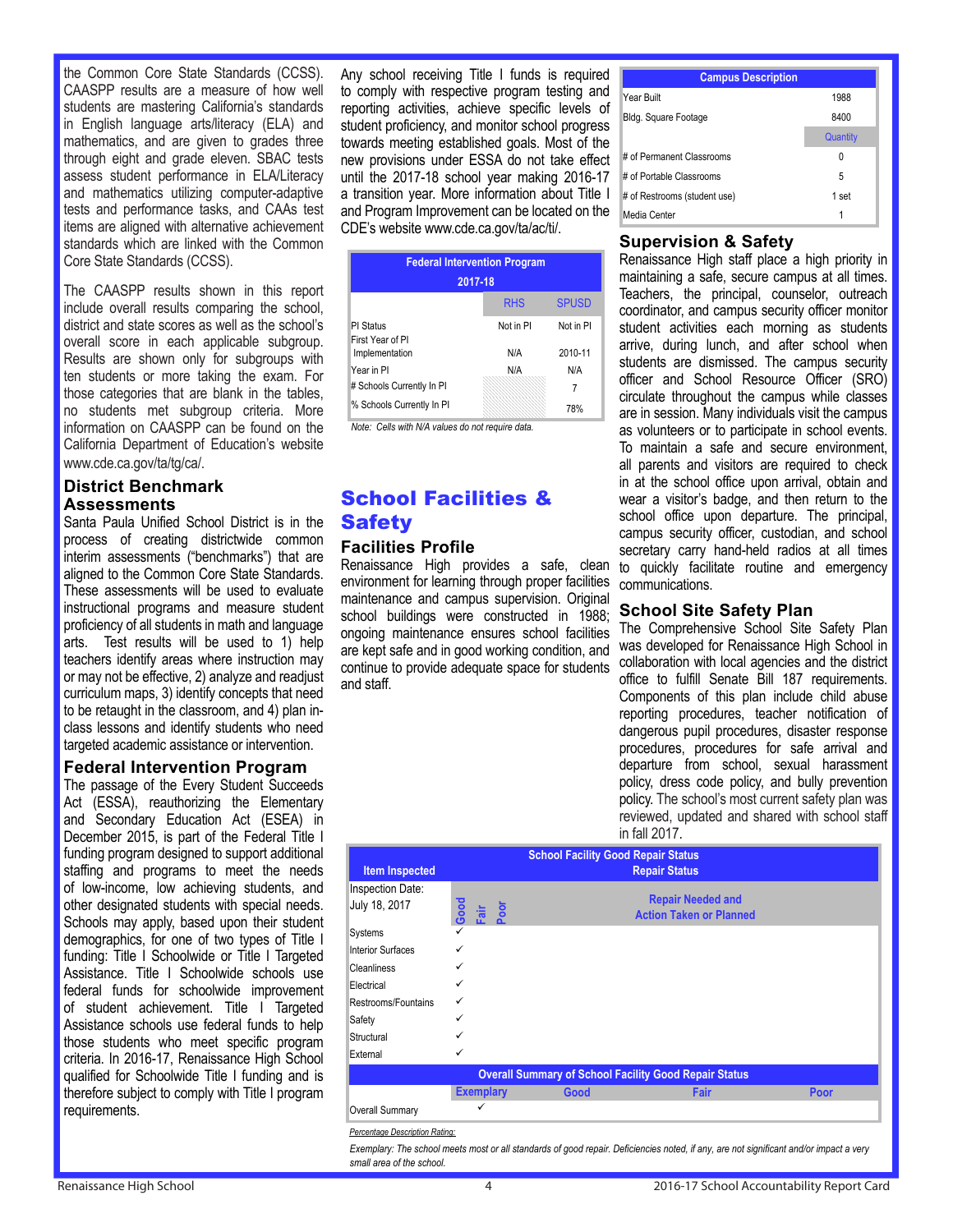the Common Core State Standards (CCSS). CAASPP results are a measure of how well students are mastering California's standards in English language arts/literacy (ELA) and mathematics, and are given to grades three through eight and grade eleven. SBAC tests assess student performance in ELA/Literacy and mathematics utilizing computer-adaptive tests and performance tasks, and CAAs test items are aligned with alternative achievement standards which are linked with the Common Core State Standards (CCSS).

The CAASPP results shown in this report include overall results comparing the school, district and state scores as well as the school's overall score in each applicable subgroup. Results are shown only for subgroups with ten students or more taking the exam. For those categories that are blank in the tables, no students met subgroup criteria. More information on CAASPP can be found on the California Department of Education's website www.cde.ca.gov/ta/tg/ca/.

### District Benchmark Assessments

Santa Paula Unified School District is in the process of creating districtwide common interim assessments ("benchmarks") that are aligned to the Common Core State Standards. These assessments will be used to evaluate instructional programs and measure student proficiency of all students in math and language arts. Test results will be used to 1) help teachers identify areas where instruction may or may not be effective, 2) analyze and readjust curriculum maps, 3) identify concepts that need to be retaught in the classroom, and 4) plan in-class lessons and identify students who need targeted academic assistance or intervention.

### Federal Intervention Program

The passage of the Every Student Succeeds Act (ESSA), reauthorizing the Elementary and Secondary Education Act (ESEA) in December 2015, is part of the Federal Title I funding program designed to support additional staffing and programs to meet the needs of low-income, low achieving students, and other designated students with special needs. Schools may apply, based upon their student demographics, for one of two types of Title I funding: Title I Schoolwide or Title I Targeted Assistance. Title I Schoolwide schools use federal funds for schoolwide improvement of student achievement. Title I Targeted Assistance schools use federal funds to help those students who meet specific program criteria. In 2016-17, Renaissance High School qualified for Schoolwide Title I funding and is therefore subject to comply with Title I program requirements.

Any school receiving Title I funds is required to comply with respective program testing and reporting activities, achieve specific levels of student proficiency, and monitor school progress towards meeting established goals. Most of the new provisions under ESSA do not take effect until the 2017-18 school year making 2016-17 a transition year. More information about Title I and Program Improvement can be located on the CDE's website www.cde.ca.gov/ta/ac/ti/.

| Federal Intervention Program 2017-18 | RHS | SPUSD |
|---|---|---|
| PI Status | Not in PI | Not in PI |
| First Year of PI Implementation | N/A | 2010-11 |
| Year in PI | N/A | N/A |
| # Schools Currently In PI | | 7 |
| % Schools Currently In PI | | 78% |

*Note: Cells with N/A values do not require data.*

## School Facilities & Safety

### Facilities Profile

Renaissance High provides a safe, clean environment for learning through proper facilities maintenance and campus supervision. Original school buildings were constructed in 1988; ongoing maintenance ensures school facilities are kept safe and in good working condition, and continue to provide adequate space for students and staff.

| Campus Description | |
|---|---|
| Year Built | 1988 |
| Bldg. Square Footage | 8400 |
| | Quantity |
| # of Permanent Classrooms | 0 |
| # of Portable Classrooms | 5 |
| # of Restrooms (student use) | 1 set |
| Media Center | 1 |

### Supervision & Safety

Renaissance High staff place a high priority in maintaining a safe, secure campus at all times. Teachers, the principal, counselor, outreach coordinator, and campus security officer monitor student activities each morning as students arrive, during lunch, and after school when students are dismissed. The campus security officer and School Resource Officer (SRO) circulate throughout the campus while classes are in session. Many individuals visit the campus as volunteers or to participate in school events. To maintain a safe and secure environment, all parents and visitors are required to check in at the school office upon arrival, obtain and wear a visitor's badge, and then return to the school office upon departure. The principal, campus security officer, custodian, and school secretary carry hand-held radios at all times to quickly facilitate routine and emergency communications.

### School Site Safety Plan

The Comprehensive School Site Safety Plan was developed for Renaissance High School in collaboration with local agencies and the district office to fulfill Senate Bill 187 requirements. Components of this plan include child abuse reporting procedures, teacher notification of dangerous pupil procedures, disaster response procedures, procedures for safe arrival and departure from school, sexual harassment policy, dress code policy, and bully prevention policy. The school's most current safety plan was reviewed, updated and shared with school staff in fall 2017.

| Item Inspected | Good | Fair | Poor | Repair Needed and Action Taken or Planned |
|---|---|---|---|---|
| Inspection Date: July 18, 2017 | | | | |
| Systems | ✓ | | | |
| Interior Surfaces | ✓ | | | |
| Cleanliness | ✓ | | | |
| Electrical | ✓ | | | |
| Restrooms/Fountains | ✓ | | | |
| Safety | ✓ | | | |
| Structural | ✓ | | | |
| External | ✓ | | | |

| Overall Summary of School Facility Good Repair Status | Exemplary | Good | Fair | Poor |
|---|---|---|---|---|
| Overall Summary | ✓ | | | |

*Percentage Description Rating:*

*Exemplary: The school meets most or all standards of good repair. Deficiencies noted, if any, are not significant and/or impact a very small area of the school.*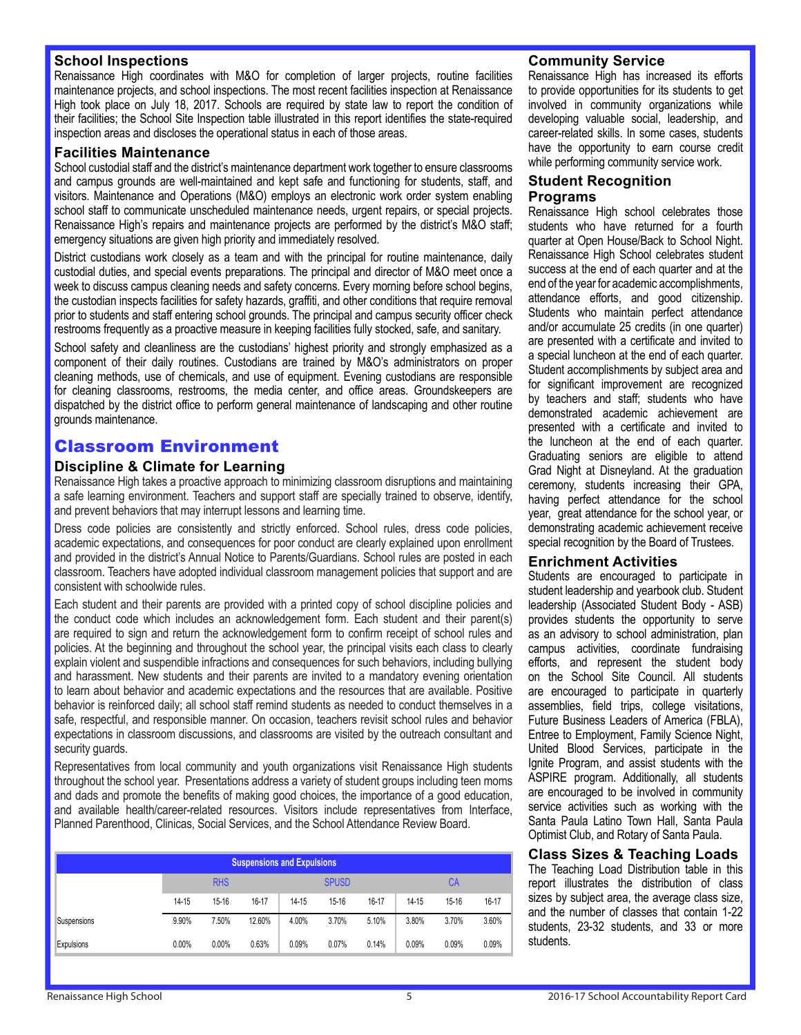### School Inspections

Renaissance High coordinates with M&O for completion of larger projects, routine facilities maintenance projects, and school inspections. The most recent facilities inspection at Renaissance High took place on July 18, 2017. Schools are required by state law to report the condition of their facilities; the School Site Inspection table illustrated in this report identifies the state-required inspection areas and discloses the operational status in each of those areas.

### Facilities Maintenance

School custodial staff and the district's maintenance department work together to ensure classrooms and campus grounds are well-maintained and kept safe and functioning for students, staff, and visitors. Maintenance and Operations (M&O) employs an electronic work order system enabling school staff to communicate unscheduled maintenance needs, urgent repairs, or special projects. Renaissance High's repairs and maintenance projects are performed by the district's M&O staff; emergency situations are given high priority and immediately resolved.

District custodians work closely as a team and with the principal for routine maintenance, daily custodial duties, and special events preparations. The principal and director of M&O meet once a week to discuss campus cleaning needs and safety concerns. Every morning before school begins, the custodian inspects facilities for safety hazards, graffiti, and other conditions that require removal prior to students and staff entering school grounds. The principal and campus security officer check restrooms frequently as a proactive measure in keeping facilities fully stocked, safe, and sanitary.

School safety and cleanliness are the custodians' highest priority and strongly emphasized as a component of their daily routines. Custodians are trained by M&O's administrators on proper cleaning methods, use of chemicals, and use of equipment. Evening custodians are responsible for cleaning classrooms, restrooms, the media center, and office areas. Groundskeepers are dispatched by the district office to perform general maintenance of landscaping and other routine grounds maintenance.

## Classroom Environment

### Discipline & Climate for Learning

Renaissance High takes a proactive approach to minimizing classroom disruptions and maintaining a safe learning environment. Teachers and support staff are specially trained to observe, identify, and prevent behaviors that may interrupt lessons and learning time.

Dress code policies are consistently and strictly enforced. School rules, dress code policies, academic expectations, and consequences for poor conduct are clearly explained upon enrollment and provided in the district's Annual Notice to Parents/Guardians. School rules are posted in each classroom. Teachers have adopted individual classroom management policies that support and are consistent with schoolwide rules.

Each student and their parents are provided with a printed copy of school discipline policies and the conduct code which includes an acknowledgement form. Each student and their parent(s) are required to sign and return the acknowledgement form to confirm receipt of school rules and policies. At the beginning and throughout the school year, the principal visits each class to clearly explain violent and suspendible infractions and consequences for such behaviors, including bullying and harassment. New students and their parents are invited to a mandatory evening orientation to learn about behavior and academic expectations and the resources that are available. Positive behavior is reinforced daily; all school staff remind students as needed to conduct themselves in a safe, respectful, and responsible manner. On occasion, teachers revisit school rules and behavior expectations in classroom discussions, and classrooms are visited by the outreach consultant and security guards.

Representatives from local community and youth organizations visit Renaissance High students throughout the school year. Presentations address a variety of student groups including teen moms and dads and promote the benefits of making good choices, the importance of a good education, and available health/career-related resources. Visitors include representatives from Interface, Planned Parenthood, Clinicas, Social Services, and the School Attendance Review Board.

**Suspensions and Expulsions**

| | RHS | | | SPUSD | | | CA | | |
|---|---|---|---|---|---|---|---|---|---|
| | 14-15 | 15-16 | 16-17 | 14-15 | 15-16 | 16-17 | 14-15 | 15-16 | 16-17 |
| Suspensions | 9.90% | 7.50% | 12.60% | 4.00% | 3.70% | 5.10% | 3.80% | 3.70% | 3.60% |
| Expulsions | 0.00% | 0.00% | 0.63% | 0.09% | 0.07% | 0.14% | 0.09% | 0.09% | 0.09% |

### Community Service

Renaissance High has increased its efforts to provide opportunities for its students to get involved in community organizations while developing valuable social, leadership, and career-related skills. In some cases, students have the opportunity to earn course credit while performing community service work.

### Student Recognition Programs

Renaissance High school celebrates those students who have returned for a fourth quarter at Open House/Back to School Night. Renaissance High School celebrates student success at the end of each quarter and at the end of the year for academic accomplishments, attendance efforts, and good citizenship. Students who maintain perfect attendance and/or accumulate 25 credits (in one quarter) are presented with a certificate and invited to a special luncheon at the end of each quarter. Student accomplishments by subject area and for significant improvement are recognized by teachers and staff; students who have demonstrated academic achievement are presented with a certificate and invited to the luncheon at the end of each quarter. Graduating seniors are eligible to attend Grad Night at Disneyland. At the graduation ceremony, students increasing their GPA, having perfect attendance for the school year, great attendance for the school year, or demonstrating academic achievement receive special recognition by the Board of Trustees.

### Enrichment Activities

Students are encouraged to participate in student leadership and yearbook club. Student leadership (Associated Student Body - ASB) provides students the opportunity to serve as an advisory to school administration, plan campus activities, coordinate fundraising efforts, and represent the student body on the School Site Council. All students are encouraged to participate in quarterly assemblies, field trips, college visitations, Future Business Leaders of America (FBLA), Entree to Employment, Family Science Night, United Blood Services, participate in the Ignite Program, and assist students with the ASPIRE program. Additionally, all students are encouraged to be involved in community service activities such as working with the Santa Paula Latino Town Hall, Santa Paula Optimist Club, and Rotary of Santa Paula.

### Class Sizes & Teaching Loads

The Teaching Load Distribution table in this report illustrates the distribution of class sizes by subject area, the average class size, and the number of classes that contain 1-22 students, 23-32 students, and 33 or more students.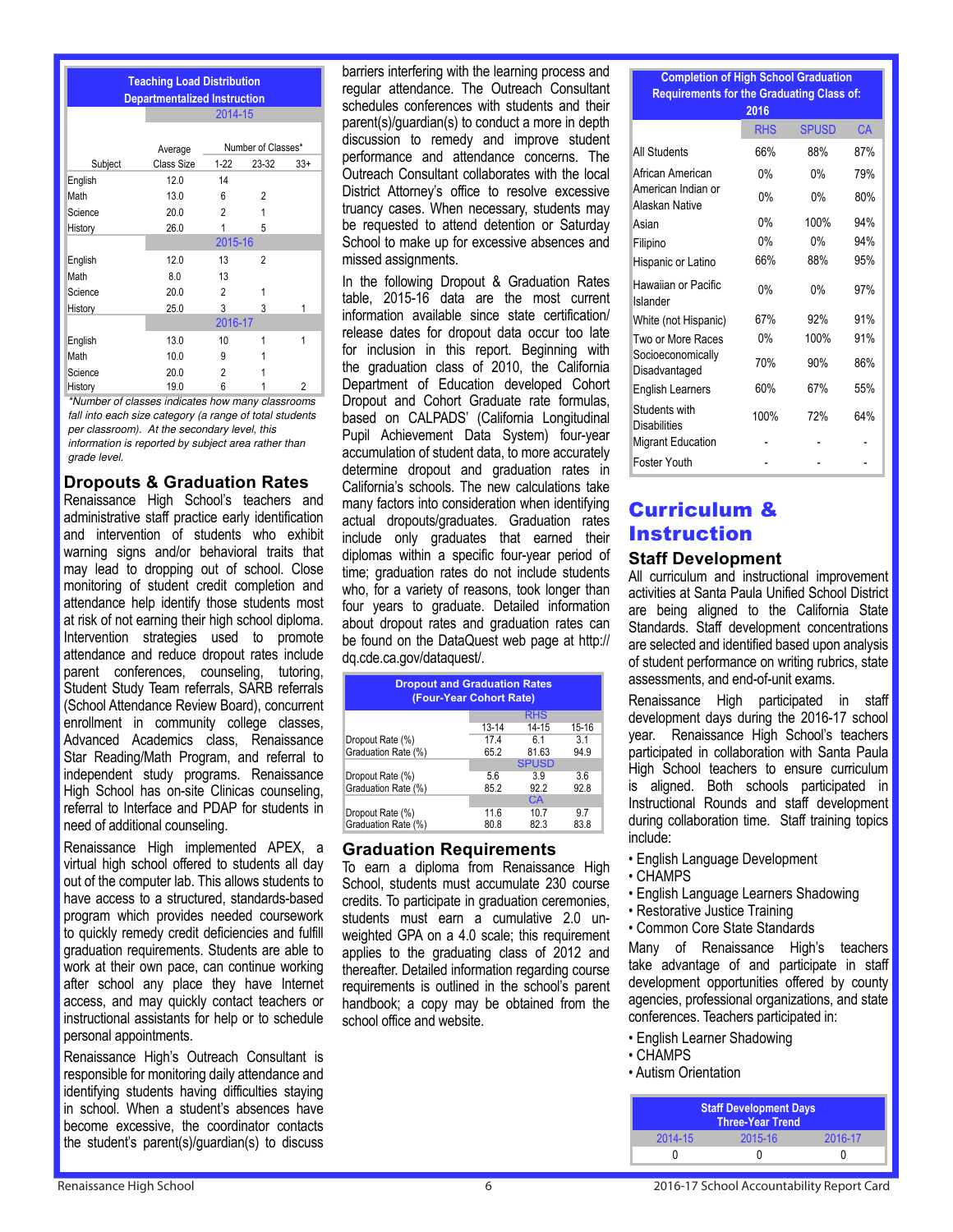| Teaching Load Distribution Departmentalized Instruction | | | | |
|---|---|---|---|---|
| | 2014-15 | | | |
| Subject | Average Class Size | Number of Classes* 1-22 | 23-32 | 33+ |
| English | 12.0 | 14 | | |
| Math | 13.0 | 6 | 2 | |
| Science | 20.0 | 2 | 1 | |
| History | 26.0 | 1 | 5 | |
| | 2015-16 | | | |
| English | 12.0 | 13 | 2 | |
| Math | 8.0 | 13 | | |
| Science | 20.0 | 2 | 1 | |
| History | 25.0 | 3 | 3 | 1 |
| | 2016-17 | | | |
| English | 13.0 | 10 | 1 | 1 |
| Math | 10.0 | 9 | 1 | |
| Science | 20.0 | 2 | 1 | |
| History | 19.0 | 6 | 1 | 2 |

*\*Number of classes indicates how many classrooms fall into each size category (a range of total students per classroom). At the secondary level, this information is reported by subject area rather than grade level.*

## Dropouts & Graduation Rates

Renaissance High School's teachers and administrative staff practice early identification and intervention of students who exhibit warning signs and/or behavioral traits that may lead to dropping out of school. Close monitoring of student credit completion and attendance help identify those students most at risk of not earning their high school diploma. Intervention strategies used to promote attendance and reduce dropout rates include parent conferences, counseling, tutoring, Student Study Team referrals, SARB referrals (School Attendance Review Board), concurrent enrollment in community college classes, Advanced Academics class, Renaissance Star Reading/Math Program, and referral to independent study programs. Renaissance High School has on-site Clinicas counseling, referral to Interface and PDAP for students in need of additional counseling.

Renaissance High implemented APEX, a virtual high school offered to students all day out of the computer lab. This allows students to have access to a structured, standards-based program which provides needed coursework to quickly remedy credit deficiencies and fulfill graduation requirements. Students are able to work at their own pace, can continue working after school any place they have Internet access, and may quickly contact teachers or instructional assistants for help or to schedule personal appointments.

Renaissance High's Outreach Consultant is responsible for monitoring daily attendance and identifying students having difficulties staying in school. When a student's absences have become excessive, the coordinator contacts the student's parent(s)/guardian(s) to discuss barriers interfering with the learning process and regular attendance. The Outreach Consultant schedules conferences with students and their parent(s)/guardian(s) to conduct a more in depth discussion to remedy and improve student performance and attendance concerns. The Outreach Consultant collaborates with the local District Attorney's office to resolve excessive truancy cases. When necessary, students may be requested to attend detention or Saturday School to make up for excessive absences and missed assignments.

In the following Dropout & Graduation Rates table, 2015-16 data are the most current information available since state certification/ release dates for dropout data occur too late for inclusion in this report. Beginning with the graduation class of 2010, the California Department of Education developed Cohort Dropout and Cohort Graduate rate formulas, based on CALPADS' (California Longitudinal Pupil Achievement Data System) four-year accumulation of student data, to more accurately determine dropout and graduation rates in California's schools. The new calculations take many factors into consideration when identifying actual dropouts/graduates. Graduation rates include only graduates that earned their diplomas within a specific four-year period of time; graduation rates do not include students who, for a variety of reasons, took longer than four years to graduate. Detailed information about dropout rates and graduation rates can be found on the DataQuest web page at http://dq.cde.ca.gov/dataquest/.

| Dropout and Graduation Rates (Four-Year Cohort Rate) | | | |
|---|---|---|---|
| | RHS | | |
| | 13-14 | 14-15 | 15-16 |
| Dropout Rate (%) | 17.4 | 6.1 | 3.1 |
| Graduation Rate (%) | 65.2 | 81.63 | 94.9 |
| | SPUSD | | |
| Dropout Rate (%) | 5.6 | 3.9 | 3.6 |
| Graduation Rate (%) | 85.2 | 92.2 | 92.8 |
| | CA | | |
| Dropout Rate (%) | 11.6 | 10.7 | 9.7 |
| Graduation Rate (%) | 80.8 | 82.3 | 83.8 |

## Graduation Requirements

To earn a diploma from Renaissance High School, students must accumulate 230 course credits. To participate in graduation ceremonies, students must earn a cumulative 2.0 unweighted GPA on a 4.0 scale; this requirement applies to the graduating class of 2012 and thereafter. Detailed information regarding course requirements is outlined in the school's parent handbook; a copy may be obtained from the school office and website.

| Completion of High School Graduation Requirements for the Graduating Class of: 2016 | RHS | SPUSD | CA |
|---|---|---|---|
| All Students | 66% | 88% | 87% |
| African American | 0% | 0% | 79% |
| American Indian or Alaskan Native | 0% | 0% | 80% |
| Asian | 0% | 100% | 94% |
| Filipino | 0% | 0% | 94% |
| Hispanic or Latino | 66% | 88% | 95% |
| Hawaiian or Pacific Islander | 0% | 0% | 97% |
| White (not Hispanic) | 67% | 92% | 91% |
| Two or More Races | 0% | 100% | 91% |
| Socioeconomically Disadvantaged | 70% | 90% | 86% |
| English Learners | 60% | 67% | 55% |
| Students with Disabilities | 100% | 72% | 64% |
| Migrant Education | - | - | - |
| Foster Youth | - | - | - |

# Curriculum & Instruction

## Staff Development

All curriculum and instructional improvement activities at Santa Paula Unified School District are being aligned to the California State Standards. Staff development concentrations are selected and identified based upon analysis of student performance on writing rubrics, state assessments, and end-of-unit exams.

Renaissance High participated in staff development days during the 2016-17 school year. Renaissance High School's teachers participated in collaboration with Santa Paula High School teachers to ensure curriculum is aligned. Both schools participated in Instructional Rounds and staff development during collaboration time. Staff training topics include:

- English Language Development
- CHAMPS
- English Language Learners Shadowing
- Restorative Justice Training
- Common Core State Standards

Many of Renaissance High's teachers take advantage of and participate in staff development opportunities offered by county agencies, professional organizations, and state conferences. Teachers participated in:

- English Learner Shadowing
- CHAMPS
- Autism Orientation

| Staff Development Days Three-Year Trend | | |
|---|---|---|
| 2014-15 | 2015-16 | 2016-17 |
| 0 | 0 | 0 |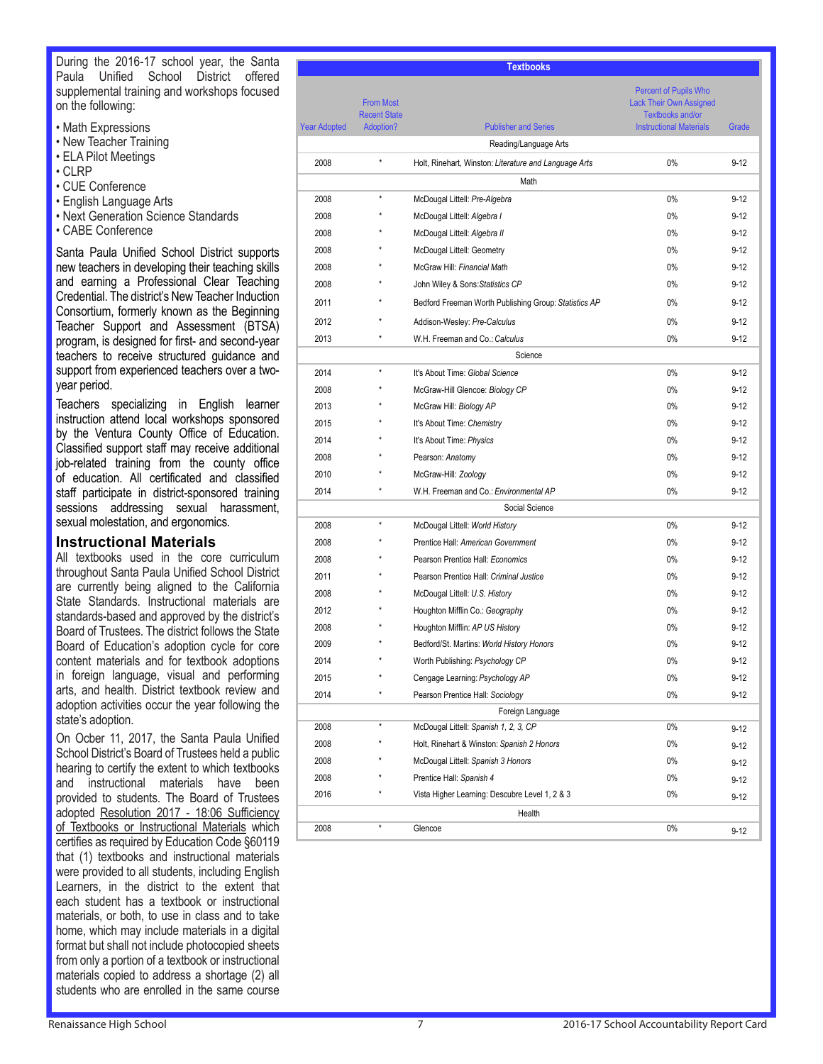During the 2016-17 school year, the Santa Paula Unified School District offered supplemental training and workshops focused on the following:

- Math Expressions
- New Teacher Training
- ELA Pilot Meetings
- CLRP
- CUE Conference
- English Language Arts
- Next Generation Science Standards
- CABE Conference

Santa Paula Unified School District supports new teachers in developing their teaching skills and earning a Professional Clear Teaching Credential. The district's New Teacher Induction Consortium, formerly known as the Beginning Teacher Support and Assessment (BTSA) program, is designed for first- and second-year teachers to receive structured guidance and support from experienced teachers over a two-year period.

Teachers specializing in English learner instruction attend local workshops sponsored by the Ventura County Office of Education. Classified support staff may receive additional job-related training from the county office of education. All certificated and classified staff participate in district-sponsored training sessions addressing sexual harassment, sexual molestation, and ergonomics.

## Instructional Materials

All textbooks used in the core curriculum throughout Santa Paula Unified School District are currently being aligned to the California State Standards. Instructional materials are standards-based and approved by the district's Board of Trustees. The district follows the State Board of Education's adoption cycle for core content materials and for textbook adoptions in foreign language, visual and performing arts, and health. District textbook review and adoption activities occur the year following the state's adoption.

On Ocber 11, 2017, the Santa Paula Unified School District's Board of Trustees held a public hearing to certify the extent to which textbooks and instructional materials have been provided to students. The Board of Trustees adopted Resolution 2017 - 18:06 Sufficiency of Textbooks or Instructional Materials which certifies as required by Education Code §60119 that (1) textbooks and instructional materials were provided to all students, including English Learners, in the district to the extent that each student has a textbook or instructional materials, or both, to use in class and to take home, which may include materials in a digital format but shall not include photocopied sheets from only a portion of a textbook or instructional materials copied to address a shortage (2) all students who are enrolled in the same course

| Year Adopted | From Most Recent State Adoption? | Publisher and Series | Percent of Pupils Who Lack Their Own Assigned Textbooks and/or Instructional Materials | Grade |
|---|---|---|---|---|
| | | **Reading/Language Arts** | | |
| 2008 | * | Holt, Rinehart, Winston: *Literature and Language Arts* | 0% | 9-12 |
| | | **Math** | | |
| 2008 | * | McDougal Littell: *Pre-Algebra* | 0% | 9-12 |
| 2008 | * | McDougal Littell: *Algebra I* | 0% | 9-12 |
| 2008 | * | McDougal Littell: *Algebra II* | 0% | 9-12 |
| 2008 | * | McDougal Littell: Geometry | 0% | 9-12 |
| 2008 | * | McGraw Hill: *Financial Math* | 0% | 9-12 |
| 2008 | * | John Wiley & Sons:*Statistics CP* | 0% | 9-12 |
| 2011 | * | Bedford Freeman Worth Publishing Group: *Statistics AP* | 0% | 9-12 |
| 2012 | * | Addison-Wesley: *Pre-Calculus* | 0% | 9-12 |
| 2013 | * | W.H. Freeman and Co.: *Calculus* | 0% | 9-12 |
| | | **Science** | | |
| 2014 | * | It's About Time: *Global Science* | 0% | 9-12 |
| 2008 | * | McGraw-Hill Glencoe: *Biology CP* | 0% | 9-12 |
| 2013 | * | McGraw Hill: *Biology AP* | 0% | 9-12 |
| 2015 | * | It's About Time: *Chemistry* | 0% | 9-12 |
| 2014 | * | It's About Time: *Physics* | 0% | 9-12 |
| 2008 | * | Pearson: *Anatomy* | 0% | 9-12 |
| 2010 | * | McGraw-Hill: *Zoology* | 0% | 9-12 |
| 2014 | * | W.H. Freeman and Co.: *Environmental AP* | 0% | 9-12 |
| | | **Social Science** | | |
| 2008 | * | McDougal Littell: *World History* | 0% | 9-12 |
| 2008 | * | Prentice Hall: *American Government* | 0% | 9-12 |
| 2008 | * | Pearson Prentice Hall: *Economics* | 0% | 9-12 |
| 2011 | * | Pearson Prentice Hall: *Criminal Justice* | 0% | 9-12 |
| 2008 | * | McDougal Littell: *U.S. History* | 0% | 9-12 |
| 2012 | * | Houghton Mifflin Co.: *Geography* | 0% | 9-12 |
| 2008 | * | Houghton Mifflin: *AP US History* | 0% | 9-12 |
| 2009 | * | Bedford/St. Martins: *World History Honors* | 0% | 9-12 |
| 2014 | * | Worth Publishing: *Psychology CP* | 0% | 9-12 |
| 2015 | * | Cengage Learning: *Psychology AP* | 0% | 9-12 |
| 2014 | * | Pearson Prentice Hall: *Sociology* | 0% | 9-12 |
| | | **Foreign Language** | | |
| 2008 | * | McDougal Littell: *Spanish 1, 2, 3, CP* | 0% | 9-12 |
| 2008 | * | Holt, Rinehart & Winston: *Spanish 2 Honors* | 0% | 9-12 |
| 2008 | * | McDougal Littell: *Spanish 3 Honors* | 0% | 9-12 |
| 2008 | * | Prentice Hall: *Spanish 4* | 0% | 9-12 |
| 2016 | * | Vista Higher Learning: Descubre Level 1, 2 & 3 | 0% | 9-12 |
| | | **Health** | | |
| 2008 | * | Glencoe | 0% | 9-12 |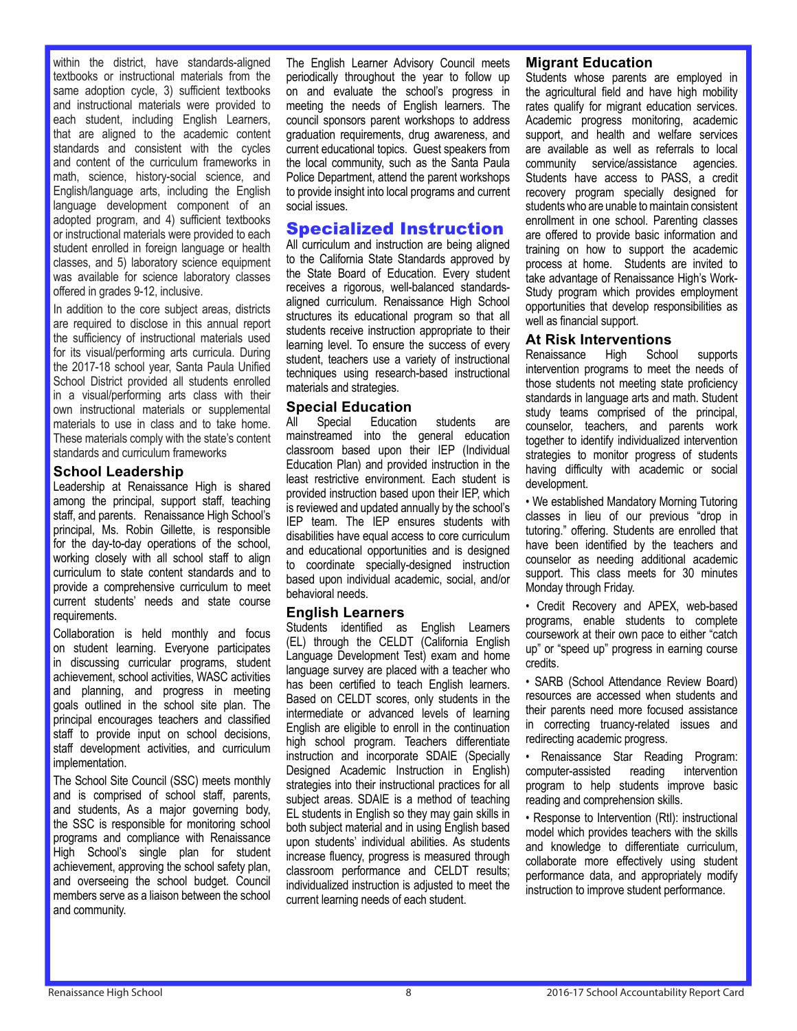within the district, have standards-aligned textbooks or instructional materials from the same adoption cycle, 3) sufficient textbooks and instructional materials were provided to each student, including English Learners, that are aligned to the academic content standards and consistent with the cycles and content of the curriculum frameworks in math, science, history-social science, and English/language arts, including the English language development component of an adopted program, and 4) sufficient textbooks or instructional materials were provided to each student enrolled in foreign language or health classes, and 5) laboratory science equipment was available for science laboratory classes offered in grades 9-12, inclusive.

In addition to the core subject areas, districts are required to disclose in this annual report the sufficiency of instructional materials used for its visual/performing arts curricula. During the 2017-18 school year, Santa Paula Unified School District provided all students enrolled in a visual/performing arts class with their own instructional materials or supplemental materials to use in class and to take home. These materials comply with the state's content standards and curriculum frameworks

### School Leadership

Leadership at Renaissance High is shared among the principal, support staff, teaching staff, and parents. Renaissance High School's principal, Ms. Robin Gillette, is responsible for the day-to-day operations of the school, working closely with all school staff to align curriculum to state content standards and to provide a comprehensive curriculum to meet current students' needs and state course requirements.

Collaboration is held monthly and focus on student learning. Everyone participates in discussing curricular programs, student achievement, school activities, WASC activities and planning, and progress in meeting goals outlined in the school site plan. The principal encourages teachers and classified staff to provide input on school decisions, staff development activities, and curriculum implementation.

The School Site Council (SSC) meets monthly and is comprised of school staff, parents, and students, As a major governing body, the SSC is responsible for monitoring school programs and compliance with Renaissance High School's single plan for student achievement, approving the school safety plan, and overseeing the school budget. Council members serve as a liaison between the school and community.

The English Learner Advisory Council meets periodically throughout the year to follow up on and evaluate the school's progress in meeting the needs of English learners. The council sponsors parent workshops to address graduation requirements, drug awareness, and current educational topics. Guest speakers from the local community, such as the Santa Paula Police Department, attend the parent workshops to provide insight into local programs and current social issues.

## Specialized Instruction

All curriculum and instruction are being aligned to the California State Standards approved by the State Board of Education. Every student receives a rigorous, well-balanced standards-aligned curriculum. Renaissance High School structures its educational program so that all students receive instruction appropriate to their learning level. To ensure the success of every student, teachers use a variety of instructional techniques using research-based instructional materials and strategies.

### Special Education

All Special Education students are mainstreamed into the general education classroom based upon their IEP (Individual Education Plan) and provided instruction in the least restrictive environment. Each student is provided instruction based upon their IEP, which is reviewed and updated annually by the school's IEP team. The IEP ensures students with disabilities have equal access to core curriculum and educational opportunities and is designed to coordinate specially-designed instruction based upon individual academic, social, and/or behavioral needs.

### English Learners

Students identified as English Learners (EL) through the CELDT (California English Language Development Test) exam and home language survey are placed with a teacher who has been certified to teach English learners. Based on CELDT scores, only students in the intermediate or advanced levels of learning English are eligible to enroll in the continuation high school program. Teachers differentiate instruction and incorporate SDAIE (Specially Designed Academic Instruction in English) strategies into their instructional practices for all subject areas. SDAIE is a method of teaching EL students in English so they may gain skills in both subject material and in using English based upon students' individual abilities. As students increase fluency, progress is measured through classroom performance and CELDT results; individualized instruction is adjusted to meet the current learning needs of each student.

### Migrant Education

Students whose parents are employed in the agricultural field and have high mobility rates qualify for migrant education services. Academic progress monitoring, academic support, and health and welfare services are available as well as referrals to local community service/assistance agencies. Students have access to PASS, a credit recovery program specially designed for students who are unable to maintain consistent enrollment in one school. Parenting classes are offered to provide basic information and training on how to support the academic process at home. Students are invited to take advantage of Renaissance High's Work-Study program which provides employment opportunities that develop responsibilities as well as financial support.

### At Risk Interventions

Renaissance High School supports intervention programs to meet the needs of those students not meeting state proficiency standards in language arts and math. Student study teams comprised of the principal, counselor, teachers, and parents work together to identify individualized intervention strategies to monitor progress of students having difficulty with academic or social development.

- We established Mandatory Morning Tutoring classes in lieu of our previous "drop in tutoring." offering. Students are enrolled that have been identified by the teachers and counselor as needing additional academic support. This class meets for 30 minutes Monday through Friday.
- Credit Recovery and APEX, web-based programs, enable students to complete coursework at their own pace to either "catch up" or "speed up" progress in earning course credits.
- SARB (School Attendance Review Board) resources are accessed when students and their parents need more focused assistance in correcting truancy-related issues and redirecting academic progress.
- Renaissance Star Reading Program: computer-assisted reading intervention program to help students improve basic reading and comprehension skills.
- Response to Intervention (RtI): instructional model which provides teachers with the skills and knowledge to differentiate curriculum, collaborate more effectively using student performance data, and appropriately modify instruction to improve student performance.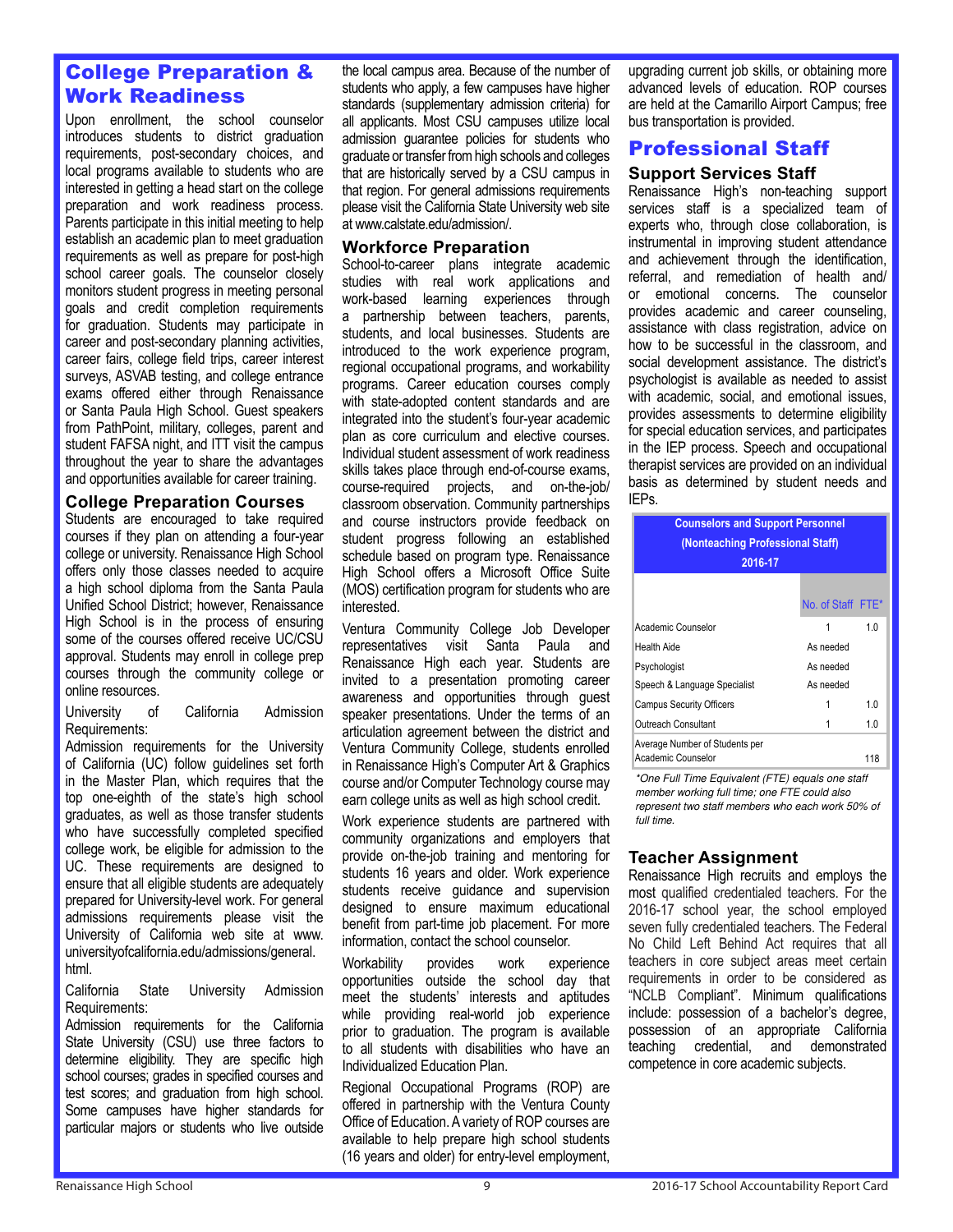## College Preparation & Work Readiness

Upon enrollment, the school counselor introduces students to district graduation requirements, post-secondary choices, and local programs available to students who are interested in getting a head start on the college preparation and work readiness process. Parents participate in this initial meeting to help establish an academic plan to meet graduation requirements as well as prepare for post-high school career goals. The counselor closely monitors student progress in meeting personal goals and credit completion requirements for graduation. Students may participate in career and post-secondary planning activities, career fairs, college field trips, career interest surveys, ASVAB testing, and college entrance exams offered either through Renaissance or Santa Paula High School. Guest speakers from PathPoint, military, colleges, parent and student FAFSA night, and ITT visit the campus throughout the year to share the advantages and opportunities available for career training.

### College Preparation Courses

Students are encouraged to take required courses if they plan on attending a four-year college or university. Renaissance High School offers only those classes needed to acquire a high school diploma from the Santa Paula Unified School District; however, Renaissance High School is in the process of ensuring some of the courses offered receive UC/CSU approval. Students may enroll in college prep courses through the community college or online resources.

University of California Admission Requirements:

Admission requirements for the University of California (UC) follow guidelines set forth in the Master Plan, which requires that the top one-eighth of the state's high school graduates, as well as those transfer students who have successfully completed specified college work, be eligible for admission to the UC. These requirements are designed to ensure that all eligible students are adequately prepared for University-level work. For general admissions requirements please visit the University of California web site at www.universityofcalifornia.edu/admissions/general.html.

California State University Admission Requirements:

Admission requirements for the California State University (CSU) use three factors to determine eligibility. They are specific high school courses; grades in specified courses and test scores; and graduation from high school. Some campuses have higher standards for particular majors or students who live outside the local campus area. Because of the number of students who apply, a few campuses have higher standards (supplementary admission criteria) for all applicants. Most CSU campuses utilize local admission guarantee policies for students who graduate or transfer from high schools and colleges that are historically served by a CSU campus in that region. For general admissions requirements please visit the California State University web site at www.calstate.edu/admission/.

### Workforce Preparation

School-to-career plans integrate academic studies with real work applications and work-based learning experiences through a partnership between teachers, parents, students, and local businesses. Students are introduced to the work experience program, regional occupational programs, and workability programs. Career education courses comply with state-adopted content standards and are integrated into the student's four-year academic plan as core curriculum and elective courses. Individual student assessment of work readiness skills takes place through end-of-course exams, course-required projects, and on-the-job/classroom observation. Community partnerships and course instructors provide feedback on student progress following an established schedule based on program type. Renaissance High School offers a Microsoft Office Suite (MOS) certification program for students who are interested.

Ventura Community College Job Developer representatives visit Santa Paula and Renaissance High each year. Students are invited to a presentation promoting career awareness and opportunities through guest speaker presentations. Under the terms of an articulation agreement between the district and Ventura Community College, students enrolled in Renaissance High's Computer Art & Graphics course and/or Computer Technology course may earn college units as well as high school credit.

Work experience students are partnered with community organizations and employers that provide on-the-job training and mentoring for students 16 years and older. Work experience students receive guidance and supervision designed to ensure maximum educational benefit from part-time job placement. For more information, contact the school counselor.

Workability provides work experience opportunities outside the school day that meet the students' interests and aptitudes while providing real-world job experience prior to graduation. The program is available to all students with disabilities who have an Individualized Education Plan.

Regional Occupational Programs (ROP) are offered in partnership with the Ventura County Office of Education. A variety of ROP courses are available to help prepare high school students (16 years and older) for entry-level employment, upgrading current job skills, or obtaining more advanced levels of education. ROP courses are held at the Camarillo Airport Campus; free bus transportation is provided.

## Professional Staff

### Support Services Staff

Renaissance High's non-teaching support services staff is a specialized team of experts who, through close collaboration, is instrumental in improving student attendance and achievement through the identification, referral, and remediation of health and/or emotional concerns. The counselor provides academic and career counseling, assistance with class registration, advice on how to be successful in the classroom, and social development assistance. The district's psychologist is available as needed to assist with academic, social, and emotional issues, provides assessments to determine eligibility for special education services, and participates in the IEP process. Speech and occupational therapist services are provided on an individual basis as determined by student needs and IEPs.

**Counselors and Support Personnel (Nonteaching Professional Staff) 2016-17**

| | No. of Staff | FTE* |
|---|---|---|
| Academic Counselor | 1 | 1.0 |
| Health Aide | As needed | |
| Psychologist | As needed | |
| Speech & Language Specialist | As needed | |
| Campus Security Officers | 1 | 1.0 |
| Outreach Consultant | 1 | 1.0 |
| Average Number of Students per Academic Counselor | | 118 |

*\*One Full Time Equivalent (FTE) equals one staff member working full time; one FTE could also represent two staff members who each work 50% of full time.*

### Teacher Assignment

Renaissance High recruits and employs the most qualified credentialed teachers. For the 2016-17 school year, the school employed seven fully credentialed teachers. The Federal No Child Left Behind Act requires that all teachers in core subject areas meet certain requirements in order to be considered as "NCLB Compliant". Minimum qualifications include: possession of a bachelor's degree, possession of an appropriate California teaching credential, and demonstrated competence in core academic subjects.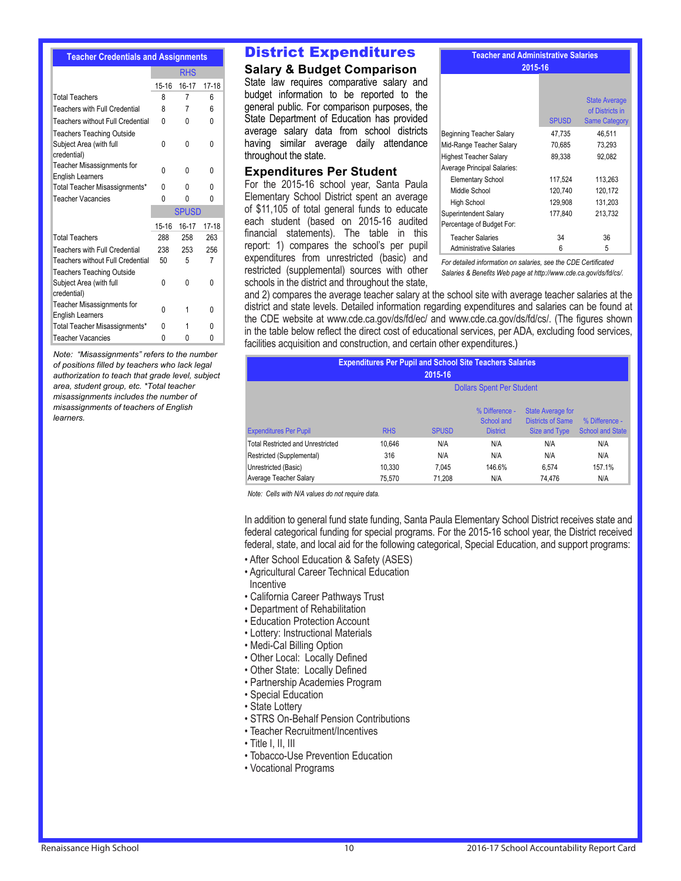## Teacher Credentials and Assignments

| | RHS | | |
|---|---|---|---|
| | 15-16 | 16-17 | 17-18 |
| Total Teachers | 8 | 7 | 6 |
| Teachers with Full Credential | 8 | 7 | 6 |
| Teachers without Full Credential | 0 | 0 | 0 |
| Teachers Teaching Outside Subject Area (with full credential) | 0 | 0 | 0 |
| Teacher Misassignments for English Learners | 0 | 0 | 0 |
| Total Teacher Misassignments* | 0 | 0 | 0 |
| Teacher Vacancies | 0 | 0 | 0 |
| | **SPUSD** | | |
| | 15-16 | 16-17 | 17-18 |
| Total Teachers | 288 | 258 | 263 |
| Teachers with Full Credential | 238 | 253 | 256 |
| Teachers without Full Credential | 50 | 5 | 7 |
| Teachers Teaching Outside Subject Area (with full credential) | 0 | 0 | 0 |
| Teacher Misassignments for English Learners | 0 | 1 | 0 |
| Total Teacher Misassignments* | 0 | 1 | 0 |
| Teacher Vacancies | 0 | 0 | 0 |

*Note: "Misassignments" refers to the number of positions filled by teachers who lack legal authorization to teach that grade level, subject area, student group, etc. *Total teacher misassignments includes the number of misassignments of teachers of English learners.*

# District Expenditures

## Salary & Budget Comparison

State law requires comparative salary and budget information to be reported to the general public. For comparison purposes, the State Department of Education has provided average salary data from school districts having similar average daily attendance throughout the state.

## Expenditures Per Student

For the 2015-16 school year, Santa Paula Elementary School District spent an average of $11,105 of total general funds to educate each student (based on 2015-16 audited financial statements). The table in this report: 1) compares the school's per pupil expenditures from unrestricted (basic) and restricted (supplemental) sources with other schools in the district and throughout the state, and 2) compares the average teacher salary at the school site with average teacher salaries at the district and state levels. Detailed information regarding expenditures and salaries can be found at the CDE website at www.cde.ca.gov/ds/fd/ec/ and www.cde.ca.gov/ds/fd/cs/. (The figures shown in the table below reflect the direct cost of educational services, per ADA, excluding food services, facilities acquisition and construction, and certain other expenditures.)

**Teacher and Administrative Salaries 2015-16**

| | SPUSD | State Average of Districts in Same Category |
|---|---|---|
| Beginning Teacher Salary | 47,735 | 46,511 |
| Mid-Range Teacher Salary | 70,685 | 73,293 |
| Highest Teacher Salary | 89,338 | 92,082 |
| Average Principal Salaries: | | |
| Elementary School | 117,524 | 113,263 |
| Middle School | 120,740 | 120,172 |
| High School | 129,908 | 131,203 |
| Superintendent Salary | 177,840 | 213,732 |
| Percentage of Budget For: | | |
| Teacher Salaries | 34 | 36 |
| Administrative Salaries | 6 | 5 |

*For detailed information on salaries, see the CDE Certificated Salaries & Benefits Web page at http://www.cde.ca.gov/ds/fd/cs/.*

**Expenditures Per Pupil and School Site Teachers Salaries 2015-16**

| | Dollars Spent Per Student | | | | |
|---|---|---|---|---|---|
| Expenditures Per Pupil | RHS | SPUSD | % Difference - School and District | State Average for Districts of Same Size and Type | % Difference - School and State |
| Total Restricted and Unrestricted | 10,646 | N/A | N/A | N/A | N/A |
| Restricted (Supplemental) | 316 | N/A | N/A | N/A | N/A |
| Unrestricted (Basic) | 10,330 | 7,045 | 146.6% | 6,574 | 157.1% |
| Average Teacher Salary | 75,570 | 71,208 | N/A | 74,476 | N/A |

*Note: Cells with N/A values do not require data.*

In addition to general fund state funding, Santa Paula Elementary School District receives state and federal categorical funding for special programs. For the 2015-16 school year, the District received federal, state, and local aid for the following categorical, Special Education, and support programs:

- After School Education & Safety (ASES)
- Agricultural Career Technical Education Incentive
- California Career Pathways Trust
- Department of Rehabilitation
- Education Protection Account
- Lottery: Instructional Materials
- Medi-Cal Billing Option
- Other Local: Locally Defined
- Other State: Locally Defined
- Partnership Academies Program
- Special Education
- State Lottery
- STRS On-Behalf Pension Contributions
- Teacher Recruitment/Incentives
- Title I, II, III
- Tobacco-Use Prevention Education
- Vocational Programs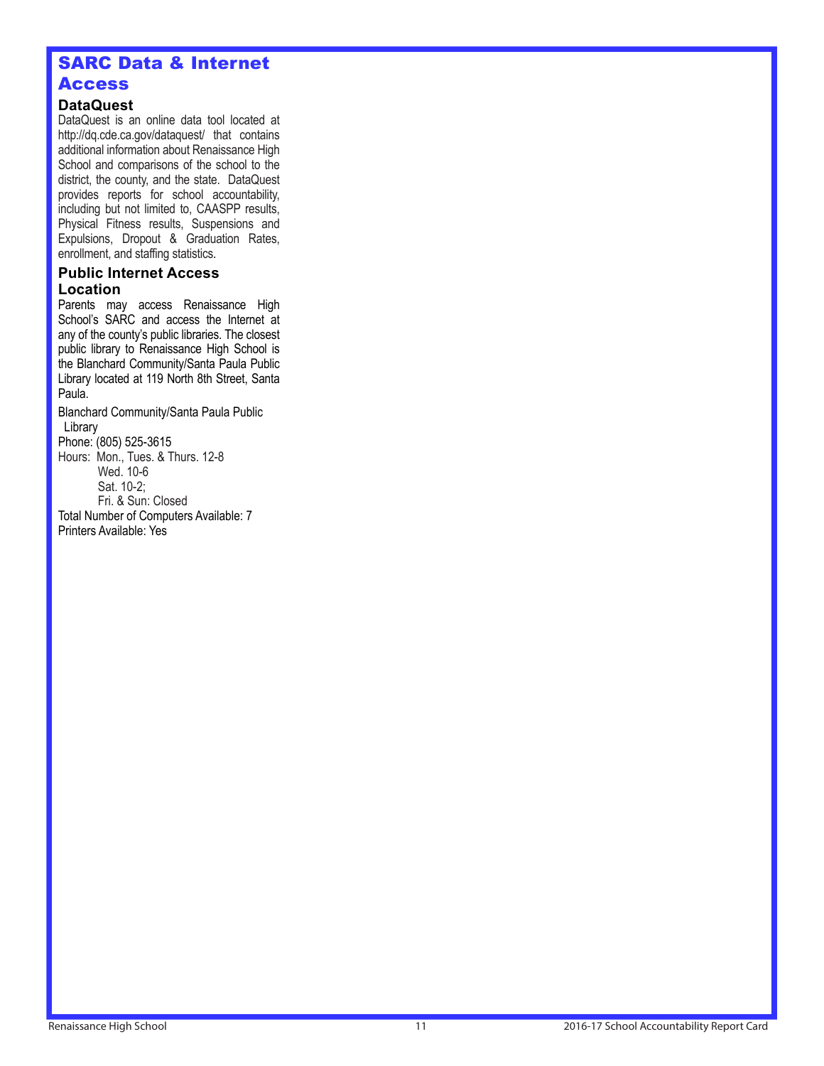## SARC Data & Internet Access

### DataQuest

DataQuest is an online data tool located at http://dq.cde.ca.gov/dataquest/ that contains additional information about Renaissance High School and comparisons of the school to the district, the county, and the state. DataQuest provides reports for school accountability, including but not limited to, CAASPP results, Physical Fitness results, Suspensions and Expulsions, Dropout & Graduation Rates, enrollment, and staffing statistics.

### Public Internet Access Location

Parents may access Renaissance High School's SARC and access the Internet at any of the county's public libraries. The closest public library to Renaissance High School is the Blanchard Community/Santa Paula Public Library located at 119 North 8th Street, Santa Paula.

Blanchard Community/Santa Paula Public Library
Phone: (805) 525-3615
Hours: Mon., Tues. & Thurs. 12-8
Wed. 10-6
Sat. 10-2;
Fri. & Sun: Closed
Total Number of Computers Available: 7
Printers Available: Yes